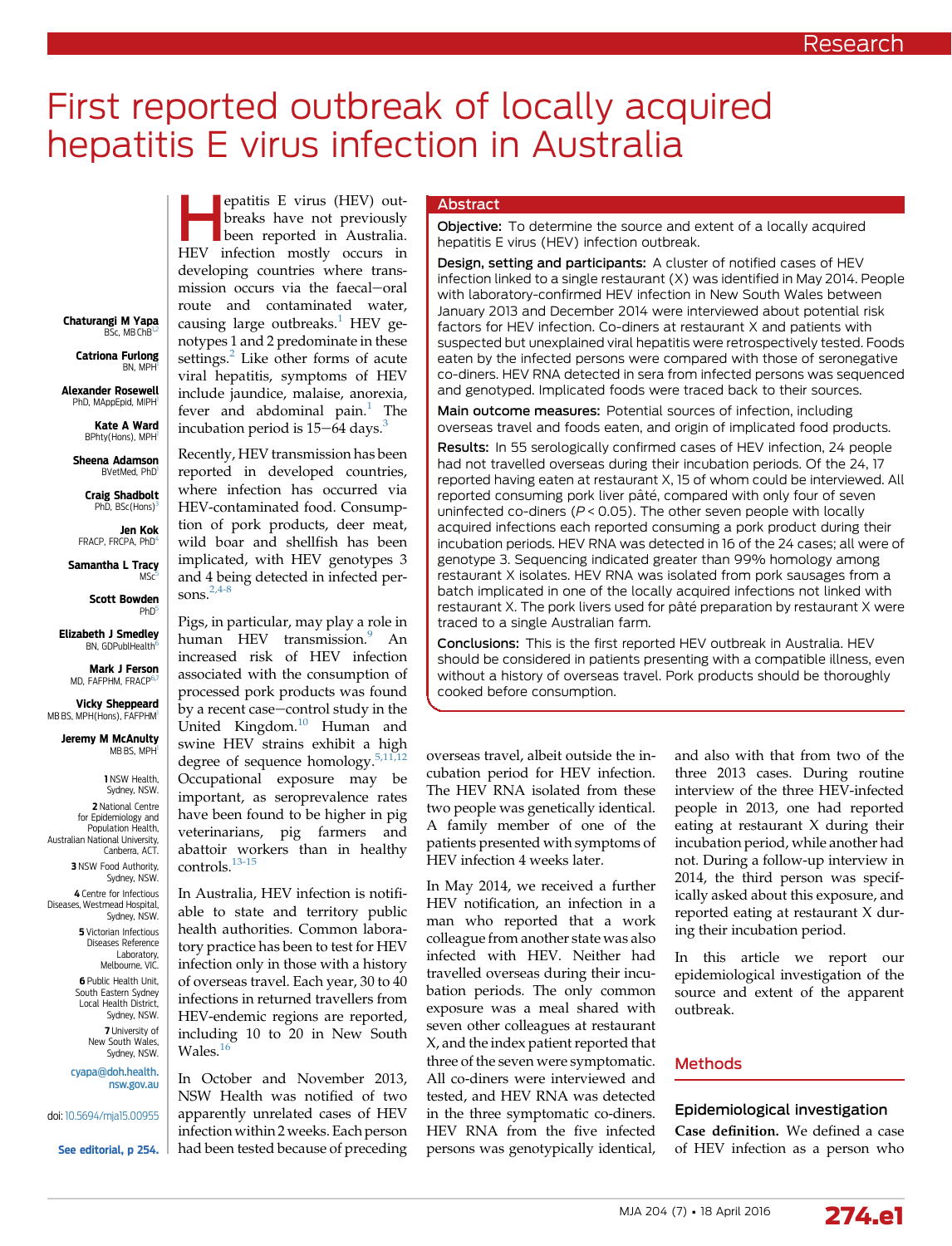# First reported outbreak of locally acquired hepatitis E virus infection in Australia

Chaturangi M Yapa, BSc, MB ChB[1,2]
Catriona Furlong, BN, MPH[1]
Alexander Rosewell, PhD, MAppEpid, MIPH[1]
Kate A Ward, BPhty(Hons), MPH[1]
Sheena Adamson, BVetMed, PhD[3]
Craig Shadbolt, PhD, BSc(Hons)[3]
Jen Kok, FRACP, FRCPA, PhD[4]
Samantha L Tracy, MSc[5]
Scott Bowden, PhD[5]
Elizabeth J Smedley, BN, GDPublHealth[6]
Mark J Ferson, MD, FAFPHM, FRACP[6,7]
Vicky Sheppeard, MB BS, MPH(Hons), FAFPHM[1]
Jeremy M McAnulty, MB BS, MPH[1]

1 NSW Health, Sydney, NSW.
2 National Centre for Epidemiology and Population Health, Australian National University, Canberra, ACT.
3 NSW Food Authority, Sydney, NSW.
4 Centre for Infectious Diseases, Westmead Hospital, Sydney, NSW.
5 Victorian Infectious Diseases Reference Laboratory, Melbourne, VIC.
6 Public Health Unit, South Eastern Sydney Local Health District, Sydney, NSW.
7 University of New South Wales, Sydney, NSW.

cyapa@doh.health.nsw.gov.au

doi: 10.5694/mja15.00955

See editorial, p 254.

## Abstract

**Objective:** To determine the source and extent of a locally acquired hepatitis E virus (HEV) infection outbreak.

**Design, setting and participants:** A cluster of notified cases of HEV infection linked to a single restaurant (X) was identified in May 2014. People with laboratory-confirmed HEV infection in New South Wales between January 2013 and December 2014 were interviewed about potential risk factors for HEV infection. Co-diners at restaurant X and patients with suspected but unexplained viral hepatitis were retrospectively tested. Foods eaten by the infected persons were compared with those of seronegative co-diners. HEV RNA detected in sera from infected persons was sequenced and genotyped. Implicated foods were traced back to their sources.

**Main outcome measures:** Potential sources of infection, including overseas travel and foods eaten, and origin of implicated food products.

**Results:** In 55 serologically confirmed cases of HEV infection, 24 people had not travelled overseas during their incubation periods. Of the 24, 17 reported having eaten at restaurant X, 15 of whom could be interviewed. All reported consuming pork liver pâté, compared with only four of seven uninfected co-diners ($P < 0.05$). The other seven people with locally acquired infections each reported consuming a pork product during their incubation periods. HEV RNA was detected in 16 of the 24 cases; all were of genotype 3. Sequencing indicated greater than 99% homology among restaurant X isolates. HEV RNA was isolated from pork sausages from a batch implicated in one of the locally acquired infections not linked with restaurant X. The pork livers used for pâté preparation by restaurant X were traced to a single Australian farm.

**Conclusions:** This is the first reported HEV outbreak in Australia. HEV should be considered in patients presenting with a compatible illness, even without a history of overseas travel. Pork products should be thoroughly cooked before consumption.

Hepatitis E virus (HEV) outbreaks have not previously been reported in Australia. HEV infection mostly occurs in developing countries where transmission occurs via the faecal–oral route and contaminated water, causing large outbreaks.[1] HEV genotypes 1 and 2 predominate in these settings.[2] Like other forms of acute viral hepatitis, symptoms of HEV include jaundice, malaise, anorexia, fever and abdominal pain.[1] The incubation period is 15–64 days.[3]

Recently, HEV transmission has been reported in developed countries, where infection has occurred via HEV-contaminated food. Consumption of pork products, deer meat, wild boar and shellfish has been implicated, with HEV genotypes 3 and 4 being detected in infected persons.[2,4-8]

Pigs, in particular, may play a role in human HEV transmission.[9] An increased risk of HEV infection associated with the consumption of processed pork products was found by a recent case–control study in the United Kingdom.[10] Human and swine HEV strains exhibit a high degree of sequence homology.[5,11,12] Occupational exposure may be important, as seroprevalence rates have been found to be higher in pig veterinarians, pig farmers and abattoir workers than in healthy controls.[13-15]

In Australia, HEV infection is notifiable to state and territory public health authorities. Common laboratory practice has been to test for HEV infection only in those with a history of overseas travel. Each year, 30 to 40 infections in returned travellers from HEV-endemic regions are reported, including 10 to 20 in New South Wales.[16]

In October and November 2013, NSW Health was notified of two apparently unrelated cases of HEV infection within 2 weeks. Each person had been tested because of preceding overseas travel, albeit outside the incubation period for HEV infection. The HEV RNA isolated from these two people was genetically identical. A family member of one of the patients presented with symptoms of HEV infection 4 weeks later.

In May 2014, we received a further HEV notification, an infection in a man who reported that a work colleague from another state was also infected with HEV. Neither had travelled overseas during their incubation periods. The only common exposure was a meal shared with seven other colleagues at restaurant X, and the index patient reported that three of the seven were symptomatic. All co-diners were interviewed and tested, and HEV RNA was detected in the three symptomatic co-diners. HEV RNA from the five infected persons was genotypically identical, and also with that from two of the three 2013 cases. During routine interview of the three HEV-infected people in 2013, one had reported eating at restaurant X during their incubation period, while another had not. During a follow-up interview in 2014, the third person was specifically asked about this exposure, and reported eating at restaurant X during their incubation period.

In this article we report our epidemiological investigation of the source and extent of the apparent outbreak.

## Methods

### Epidemiological investigation

**Case definition.** We defined a case of HEV infection as a person who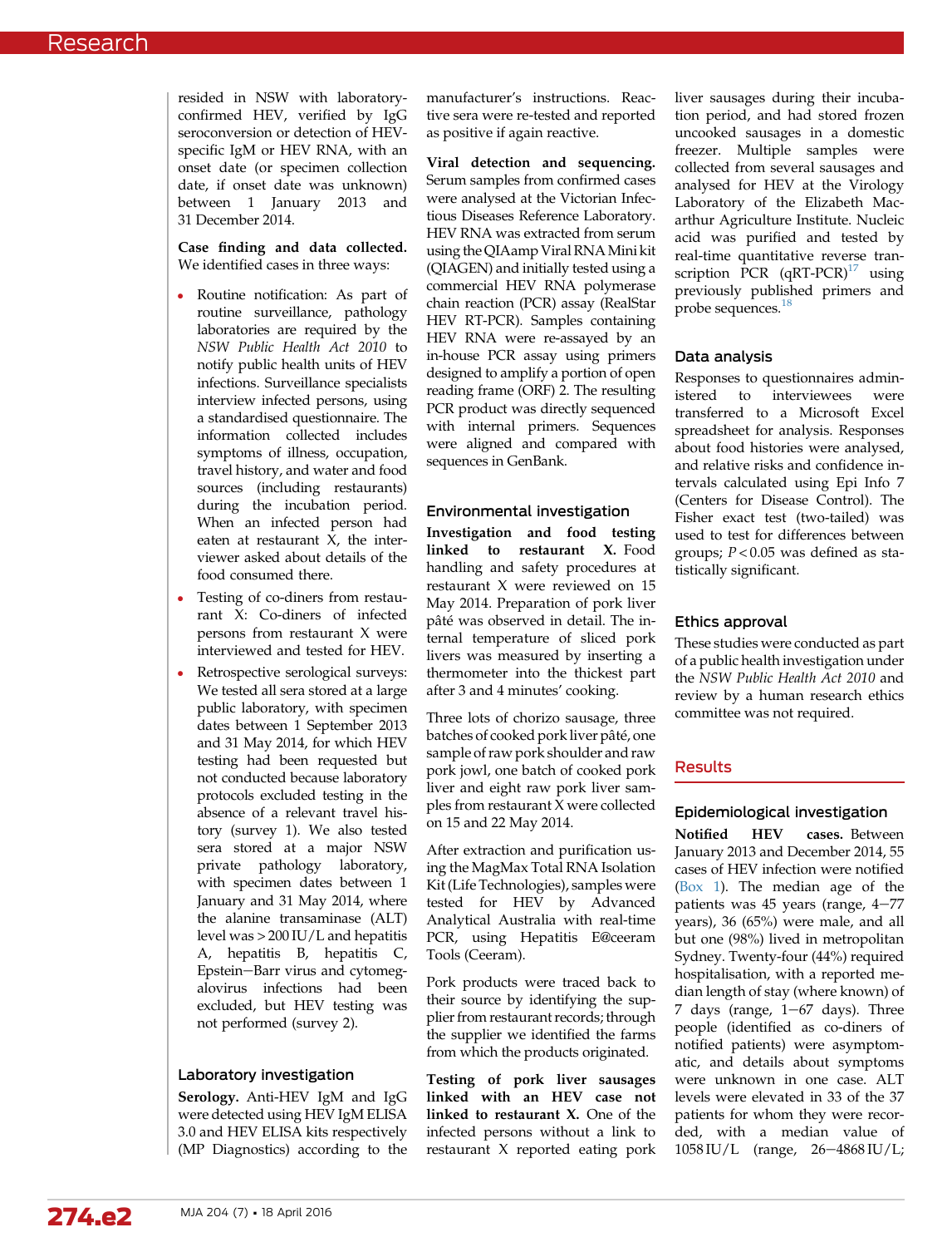resided in NSW with laboratory-confirmed HEV, verified by IgG seroconversion or detection of HEV-specific IgM or HEV RNA, with an onset date (or specimen collection date, if onset date was unknown) between 1 January 2013 and 31 December 2014.

**Case finding and data collected.** We identified cases in three ways:

- Routine notification: As part of routine surveillance, pathology laboratories are required by the *NSW Public Health Act 2010* to notify public health units of HEV infections. Surveillance specialists interview infected persons, using a standardised questionnaire. The information collected includes symptoms of illness, occupation, travel history, and water and food sources (including restaurants) during the incubation period. When an infected person had eaten at restaurant X, the interviewer asked about details of the food consumed there.
- Testing of co-diners from restaurant X: Co-diners of infected persons from restaurant X were interviewed and tested for HEV.
- Retrospective serological surveys: We tested all sera stored at a large public laboratory, with specimen dates between 1 September 2013 and 31 May 2014, for which HEV testing had been requested but not conducted because laboratory protocols excluded testing in the absence of a relevant travel history (survey 1). We also tested sera stored at a major NSW private pathology laboratory, with specimen dates between 1 January and 31 May 2014, where the alanine transaminase (ALT) level was > 200 IU/L and hepatitis A, hepatitis B, hepatitis C, Epstein–Barr virus and cytomegalovirus infections had been excluded, but HEV testing was not performed (survey 2).

## Laboratory investigation

**Serology.** Anti-HEV IgM and IgG were detected using HEV IgM ELISA 3.0 and HEV ELISA kits respectively (MP Diagnostics) according to the manufacturer's instructions. Reactive sera were re-tested and reported as positive if again reactive.

**Viral detection and sequencing.** Serum samples from confirmed cases were analysed at the Victorian Infectious Diseases Reference Laboratory. HEV RNA was extracted from serum using the QIAamp Viral RNA Mini kit (QIAGEN) and initially tested using a commercial HEV RNA polymerase chain reaction (PCR) assay (RealStar HEV RT-PCR). Samples containing HEV RNA were re-assayed by an in-house PCR assay using primers designed to amplify a portion of open reading frame (ORF) 2. The resulting PCR product was directly sequenced with internal primers. Sequences were aligned and compared with sequences in GenBank.

## Environmental investigation

**Investigation and food testing linked to restaurant X.** Food handling and safety procedures at restaurant X were reviewed on 15 May 2014. Preparation of pork liver pâté was observed in detail. The internal temperature of sliced pork livers was measured by inserting a thermometer into the thickest part after 3 and 4 minutes' cooking.

Three lots of chorizo sausage, three batches of cooked pork liver pâté, one sample of raw pork shoulder and raw pork jowl, one batch of cooked pork liver and eight raw pork liver samples from restaurant X were collected on 15 and 22 May 2014.

After extraction and purification using the MagMax Total RNA Isolation Kit (Life Technologies), samples were tested for HEV by Advanced Analytical Australia with real-time PCR, using Hepatitis E@ceeram Tools (Ceeram).

Pork products were traced back to their source by identifying the supplier from restaurant records; through the supplier we identified the farms from which the products originated.

**Testing of pork liver sausages linked with an HEV case not linked to restaurant X.** One of the infected persons without a link to restaurant X reported eating pork liver sausages during their incubation period, and had stored frozen uncooked sausages in a domestic freezer. Multiple samples were collected from several sausages and analysed for HEV at the Virology Laboratory of the Elizabeth Macarthur Agriculture Institute. Nucleic acid was purified and tested by real-time quantitative reverse transcription PCR (qRT-PCR)[17] using previously published primers and probe sequences.[18]

## Data analysis

Responses to questionnaires administered to interviewees were transferred to a Microsoft Excel spreadsheet for analysis. Responses about food histories were analysed, and relative risks and confidence intervals calculated using Epi Info 7 (Centers for Disease Control). The Fisher exact test (two-tailed) was used to test for differences between groups; $P < 0.05$ was defined as statistically significant.

## Ethics approval

These studies were conducted as part of a public health investigation under the *NSW Public Health Act 2010* and review by a human research ethics committee was not required.

# Results

## Epidemiological investigation

**Notified HEV cases.** Between January 2013 and December 2014, 55 cases of HEV infection were notified (Box 1). The median age of the patients was 45 years (range, 4–77 years), 36 (65%) were male, and all but one (98%) lived in metropolitan Sydney. Twenty-four (44%) required hospitalisation, with a reported median length of stay (where known) of 7 days (range, 1–67 days). Three people (identified as co-diners of notified patients) were asymptomatic, and details about symptoms were unknown in one case. ALT levels were elevated in 33 of the 37 patients for whom they were recorded, with a median value of 1058 IU/L (range, 26–4868 IU/L;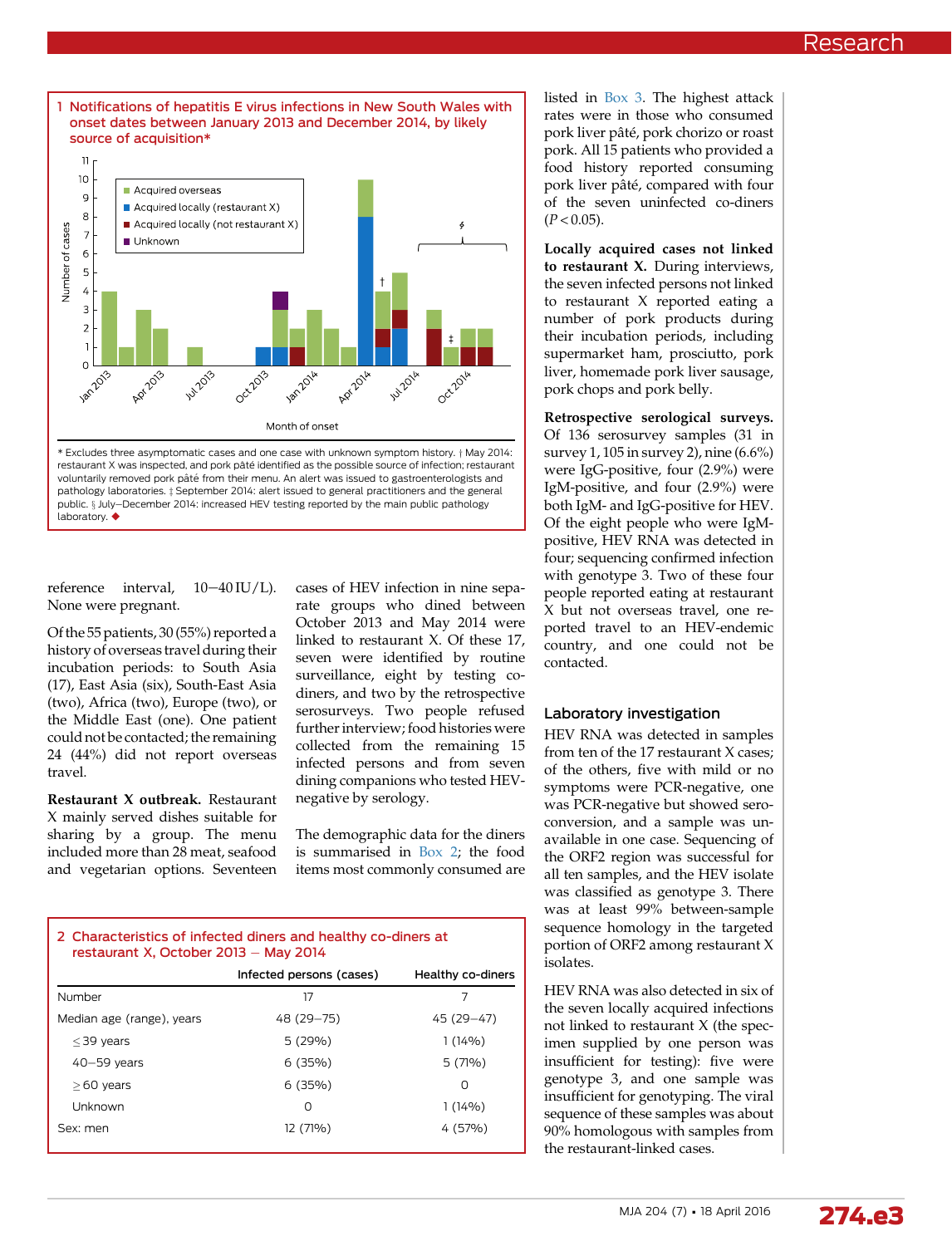1 Notifications of hepatitis E virus infections in New South Wales with onset dates between January 2013 and December 2014, by likely source of acquisition*

* Excludes three asymptomatic cases and one case with unknown symptom history. † May 2014: restaurant X was inspected, and pork pâté identified as the possible source of infection; restaurant voluntarily removed pork pâté from their menu. An alert was issued to gastroenterologists and pathology laboratories. ‡ September 2014: alert issued to general practitioners and the general public. § July–December 2014: increased HEV testing reported by the main public pathology laboratory. ◆

reference interval, 10–40 IU/L). None were pregnant.

Of the 55 patients, 30 (55%) reported a history of overseas travel during their incubation periods: to South Asia (17), East Asia (six), South-East Asia (two), Africa (two), Europe (two), or the Middle East (one). One patient could not be contacted; the remaining 24 (44%) did not report overseas travel.

**Restaurant X outbreak.** Restaurant X mainly served dishes suitable for sharing by a group. The menu included more than 28 meat, seafood and vegetarian options. Seventeen cases of HEV infection in nine separate groups who dined between October 2013 and May 2014 were linked to restaurant X. Of these 17, seven were identified by routine surveillance, eight by testing co-diners, and two by the retrospective serosurveys. Two people refused further interview; food histories were collected from the remaining 15 infected persons and from seven dining companions who tested HEV-negative by serology.

The demographic data for the diners is summarised in Box 2; the food items most commonly consumed are listed in Box 3. The highest attack rates were in those who consumed pork liver pâté, pork chorizo or roast pork. All 15 patients who provided a food history reported consuming pork liver pâté, compared with four of the seven uninfected co-diners ($P < 0.05$).

2 Characteristics of infected diners and healthy co-diners at restaurant X, October 2013 – May 2014

| | Infected persons (cases) | Healthy co-diners |
|---|---|---|
| Number | 17 | 7 |
| Median age (range), years | 48 (29–75) | 45 (29–47) |
| ≤ 39 years | 5 (29%) | 1 (14%) |
| 40–59 years | 6 (35%) | 5 (71%) |
| ≥ 60 years | 6 (35%) | 0 |
| Unknown | 0 | 1 (14%) |
| Sex: men | 12 (71%) | 4 (57%) |

**Locally acquired cases not linked to restaurant X.** During interviews, the seven infected persons not linked to restaurant X reported eating a number of pork products during their incubation periods, including supermarket ham, prosciutto, pork liver, homemade pork liver sausage, pork chops and pork belly.

**Retrospective serological surveys.** Of 136 serosurvey samples (31 in survey 1, 105 in survey 2), nine (6.6%) were IgG-positive, four (2.9%) were IgM-positive, and four (2.9%) were both IgM- and IgG-positive for HEV. Of the eight people who were IgM-positive, HEV RNA was detected in four; sequencing confirmed infection with genotype 3. Two of these four people reported eating at restaurant X but not overseas travel, one reported travel to an HEV-endemic country, and one could not be contacted.

## Laboratory investigation

HEV RNA was detected in samples from ten of the 17 restaurant X cases; of the others, five with mild or no symptoms were PCR-negative, one was PCR-negative but showed seroconversion, and a sample was unavailable in one case. Sequencing of the ORF2 region was successful for all ten samples, and the HEV isolate was classified as genotype 3. There was at least 99% between-sample sequence homology in the targeted portion of ORF2 among restaurant X isolates.

HEV RNA was also detected in six of the seven locally acquired infections not linked to restaurant X (the specimen supplied by one person was insufficient for testing): five were genotype 3, and one sample was insufficient for genotyping. The viral sequence of these samples was about 90% homologous with samples from the restaurant-linked cases.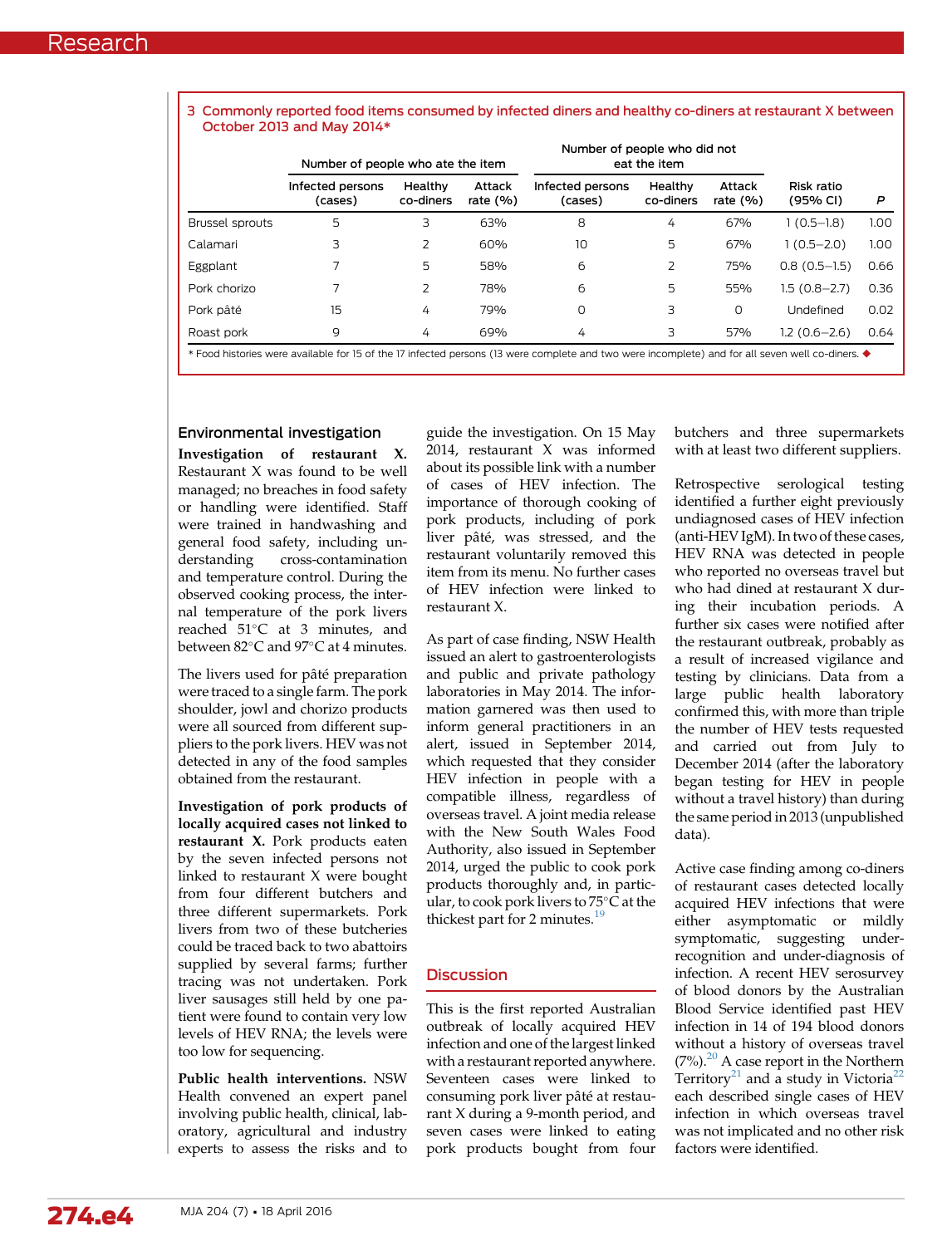3 Commonly reported food items consumed by infected diners and healthy co-diners at restaurant X between October 2013 and May 2014*

| | Number of people who ate the item | | | Number of people who did not eat the item | | | | |
|---|---|---|---|---|---|---|---|---|
| | Infected persons (cases) | Healthy co-diners | Attack rate (%) | Infected persons (cases) | Healthy co-diners | Attack rate (%) | Risk ratio (95% CI) | *P* |
| Brussel sprouts | 5 | 3 | 63% | 8 | 4 | 67% | 1 (0.5–1.8) | 1.00 |
| Calamari | 3 | 2 | 60% | 10 | 5 | 67% | 1 (0.5–2.0) | 1.00 |
| Eggplant | 7 | 5 | 58% | 6 | 2 | 75% | 0.8 (0.5–1.5) | 0.66 |
| Pork chorizo | 7 | 2 | 78% | 6 | 5 | 55% | 1.5 (0.8–2.7) | 0.36 |
| Pork pâté | 15 | 4 | 79% | 0 | 3 | 0 | Undefined | 0.02 |
| Roast pork | 9 | 4 | 69% | 4 | 3 | 57% | 1.2 (0.6–2.6) | 0.64 |

* Food histories were available for 15 of the 17 infected persons (13 were complete and two were incomplete) and for all seven well co-diners. ◆

## Environmental investigation

**Investigation of restaurant X.** Restaurant X was found to be well managed; no breaches in food safety or handling were identified. Staff were trained in handwashing and general food safety, including understanding cross-contamination and temperature control. During the observed cooking process, the internal temperature of the pork livers reached 51°C at 3 minutes, and between 82°C and 97°C at 4 minutes.

The livers used for pâté preparation were traced to a single farm. The pork shoulder, jowl and chorizo products were all sourced from different suppliers to the pork livers. HEV was not detected in any of the food samples obtained from the restaurant.

**Investigation of pork products of locally acquired cases not linked to restaurant X.** Pork products eaten by the seven infected persons not linked to restaurant X were bought from four different butchers and three different supermarkets. Pork livers from two of these butcheries could be traced back to two abattoirs supplied by several farms; further tracing was not undertaken. Pork liver sausages still held by one patient were found to contain very low levels of HEV RNA; the levels were too low for sequencing.

**Public health interventions.** NSW Health convened an expert panel involving public health, clinical, laboratory, agricultural and industry experts to assess the risks and to guide the investigation. On 15 May 2014, restaurant X was informed about its possible link with a number of cases of HEV infection. The importance of thorough cooking of pork products, including of pork liver pâté, was stressed, and the restaurant voluntarily removed this item from its menu. No further cases of HEV infection were linked to restaurant X.

As part of case finding, NSW Health issued an alert to gastroenterologists and public and private pathology laboratories in May 2014. The information garnered was then used to inform general practitioners in an alert, issued in September 2014, which requested that they consider HEV infection in people with a compatible illness, regardless of overseas travel. A joint media release with the New South Wales Food Authority, also issued in September 2014, urged the public to cook pork products thoroughly and, in particular, to cook pork livers to 75°C at the thickest part for 2 minutes.[19]

## Discussion

This is the first reported Australian outbreak of locally acquired HEV infection and one of the largest linked with a restaurant reported anywhere. Seventeen cases were linked to consuming pork liver pâté at restaurant X during a 9-month period, and seven cases were linked to eating pork products bought from four butchers and three supermarkets with at least two different suppliers.

Retrospective serological testing identified a further eight previously undiagnosed cases of HEV infection (anti-HEV IgM). In two of these cases, HEV RNA was detected in people who reported no overseas travel but who had dined at restaurant X during their incubation periods. A further six cases were notified after the restaurant outbreak, probably as a result of increased vigilance and testing by clinicians. Data from a large public health laboratory confirmed this, with more than triple the number of HEV tests requested and carried out from July to December 2014 (after the laboratory began testing for HEV in people without a travel history) than during the same period in 2013 (unpublished data).

Active case finding among co-diners of restaurant cases detected locally acquired HEV infections that were either asymptomatic or mildly symptomatic, suggesting under-recognition and under-diagnosis of infection. A recent HEV serosurvey of blood donors by the Australian Blood Service identified past HEV infection in 14 of 194 blood donors without a history of overseas travel (7%).[20] A case report in the Northern Territory[21] and a study in Victoria[22] each described single cases of HEV infection in which overseas travel was not implicated and no other risk factors were identified.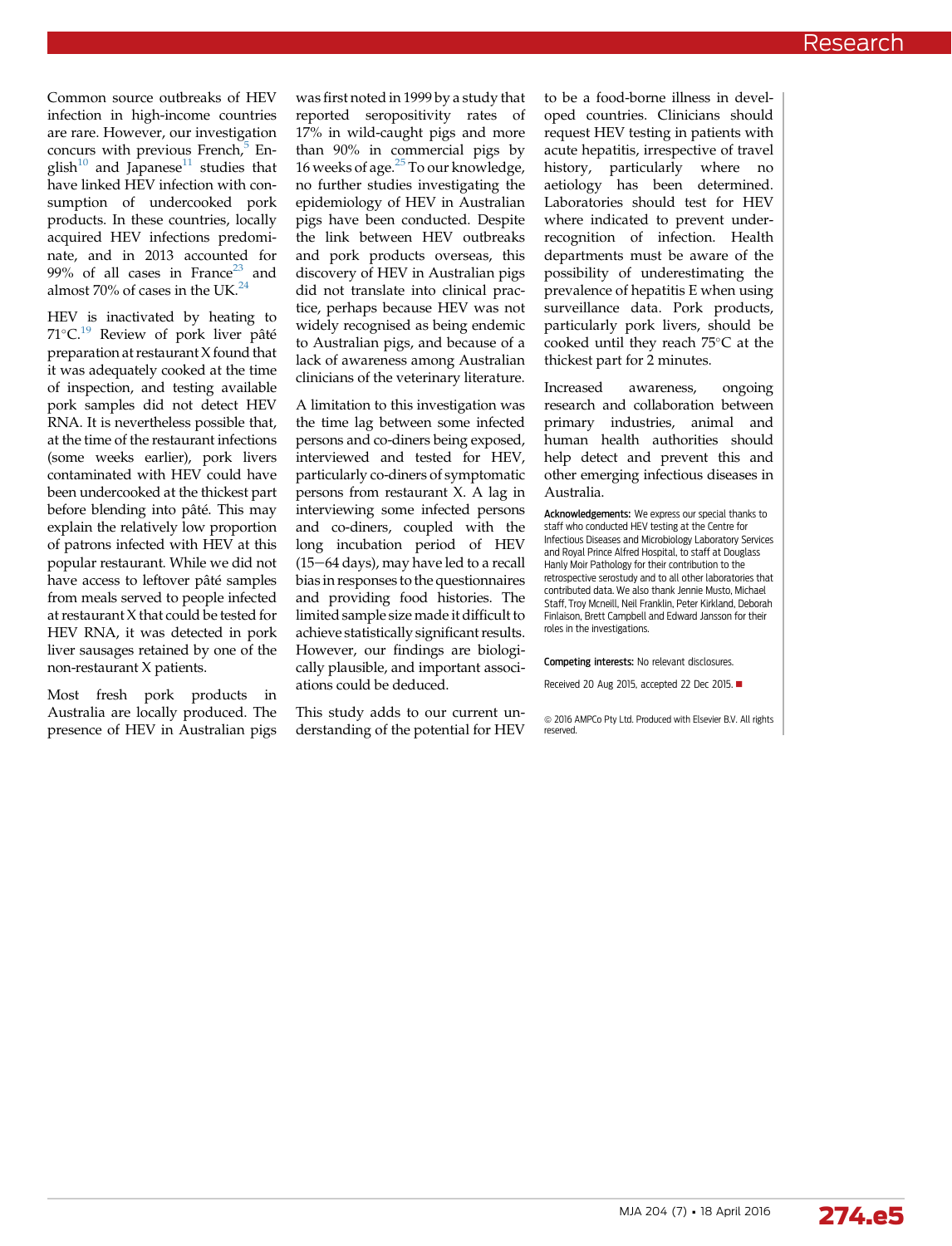Common source outbreaks of HEV infection in high-income countries are rare. However, our investigation concurs with previous French,[5] English[10] and Japanese[11] studies that have linked HEV infection with consumption of undercooked pork products. In these countries, locally acquired HEV infections predominate, and in 2013 accounted for 99% of all cases in France[23] and almost 70% of cases in the UK.[24]

HEV is inactivated by heating to 71°C.[19] Review of pork liver pâté preparation at restaurant X found that it was adequately cooked at the time of inspection, and testing available pork samples did not detect HEV RNA. It is nevertheless possible that, at the time of the restaurant infections (some weeks earlier), pork livers contaminated with HEV could have been undercooked at the thickest part before blending into pâté. This may explain the relatively low proportion of patrons infected with HEV at this popular restaurant. While we did not have access to leftover pâté samples from meals served to people infected at restaurant X that could be tested for HEV RNA, it was detected in pork liver sausages retained by one of the non-restaurant X patients.

Most fresh pork products in Australia are locally produced. The presence of HEV in Australian pigs was first noted in 1999 by a study that reported seropositivity rates of 17% in wild-caught pigs and more than 90% in commercial pigs by 16 weeks of age.[25] To our knowledge, no further studies investigating the epidemiology of HEV in Australian pigs have been conducted. Despite the link between HEV outbreaks and pork products overseas, this discovery of HEV in Australian pigs did not translate into clinical practice, perhaps because HEV was not widely recognised as being endemic to Australian pigs, and because of a lack of awareness among Australian clinicians of the veterinary literature.

A limitation to this investigation was the time lag between some infected persons and co-diners being exposed, interviewed and tested for HEV, particularly co-diners of symptomatic persons from restaurant X. A lag in interviewing some infected persons and co-diners, coupled with the long incubation period of HEV (15–64 days), may have led to a recall bias in responses to the questionnaires and providing food histories. The limited sample size made it difficult to achieve statistically significant results. However, our findings are biologically plausible, and important associations could be deduced.

This study adds to our current understanding of the potential for HEV to be a food-borne illness in developed countries. Clinicians should request HEV testing in patients with acute hepatitis, irrespective of travel history, particularly where no aetiology has been determined. Laboratories should test for HEV where indicated to prevent under-recognition of infection. Health departments must be aware of the possibility of underestimating the prevalence of hepatitis E when using surveillance data. Pork products, particularly pork livers, should be cooked until they reach 75°C at the thickest part for 2 minutes.

Increased awareness, ongoing research and collaboration between primary industries, animal and human health authorities should help detect and prevent this and other emerging infectious diseases in Australia.

**Acknowledgements:** We express our special thanks to staff who conducted HEV testing at the Centre for Infectious Diseases and Microbiology Laboratory Services and Royal Prince Alfred Hospital, to staff at Douglass Hanly Moir Pathology for their contribution to the retrospective serostudy and to all other laboratories that contributed data. We also thank Jennie Musto, Michael Staff, Troy Mcneill, Neil Franklin, Peter Kirkland, Deborah Finlaison, Brett Campbell and Edward Jansson for their roles in the investigations.

**Competing interests:** No relevant disclosures.

Received 20 Aug 2015, accepted 22 Dec 2015. ■

© 2016 AMPCo Pty Ltd. Produced with Elsevier B.V. All rights reserved.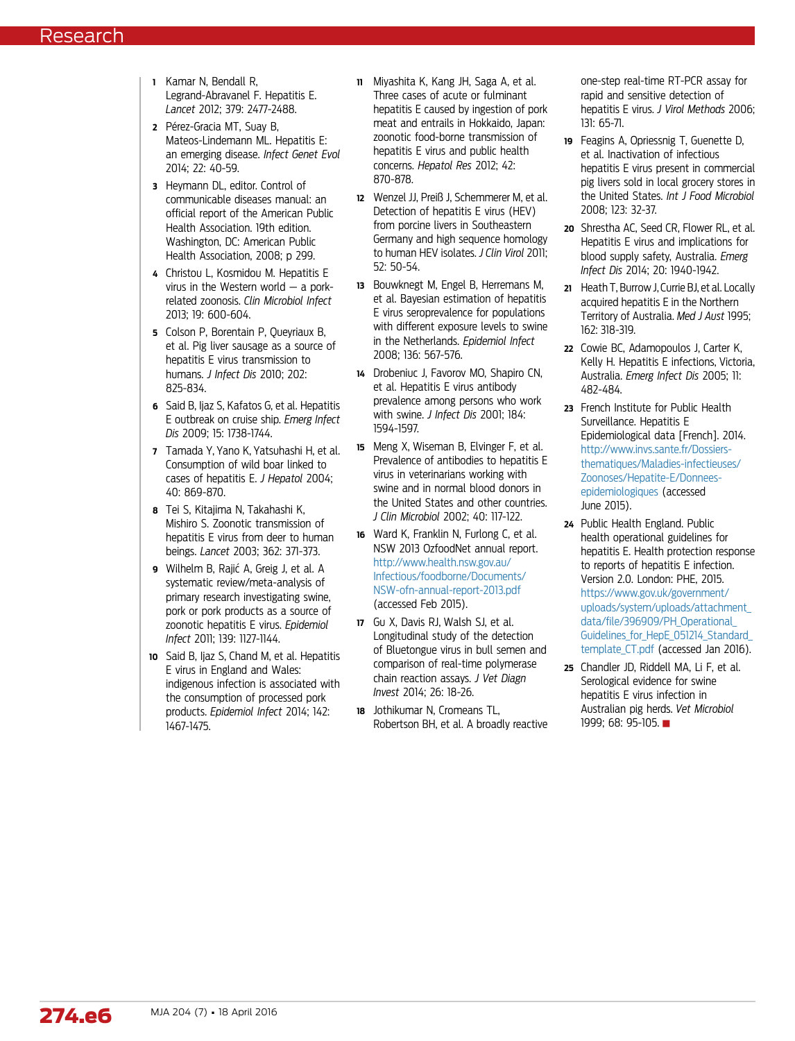1. Kamar N, Bendall R, Legrand-Abravanel F. Hepatitis E. *Lancet* 2012; 379: 2477-2488.
2. Pérez-Gracia MT, Suay B, Mateos-Lindemann ML. Hepatitis E: an emerging disease. *Infect Genet Evol* 2014; 22: 40-59.
3. Heymann DL, editor. Control of communicable diseases manual: an official report of the American Public Health Association. 19th edition. Washington, DC: American Public Health Association, 2008; p 299.
4. Christou L, Kosmidou M. Hepatitis E virus in the Western world — a pork-related zoonosis. *Clin Microbiol Infect* 2013; 19: 600-604.
5. Colson P, Borentain P, Queyriaux B, et al. Pig liver sausage as a source of hepatitis E virus transmission to humans. *J Infect Dis* 2010; 202: 825-834.
6. Said B, Ijaz S, Kafatos G, et al. Hepatitis E outbreak on cruise ship. *Emerg Infect Dis* 2009; 15: 1738-1744.
7. Tamada Y, Yano K, Yatsuhashi H, et al. Consumption of wild boar linked to cases of hepatitis E. *J Hepatol* 2004; 40: 869-870.
8. Tei S, Kitajima N, Takahashi K, Mishiro S. Zoonotic transmission of hepatitis E virus from deer to human beings. *Lancet* 2003; 362: 371-373.
9. Wilhelm B, Rajić A, Greig J, et al. A systematic review/meta-analysis of primary research investigating swine, pork or pork products as a source of zoonotic hepatitis E virus. *Epidemiol Infect* 2011; 139: 1127-1144.
10. Said B, Ijaz S, Chand M, et al. Hepatitis E virus in England and Wales: indigenous infection is associated with the consumption of processed pork products. *Epidemiol Infect* 2014; 142: 1467-1475.
11. Miyashita K, Kang JH, Saga A, et al. Three cases of acute or fulminant hepatitis E caused by ingestion of pork meat and entrails in Hokkaido, Japan: zoonotic food-borne transmission of hepatitis E virus and public health concerns. *Hepatol Res* 2012; 42: 870-878.
12. Wenzel JJ, Preiß J, Schemmerer M, et al. Detection of hepatitis E virus (HEV) from porcine livers in Southeastern Germany and high sequence homology to human HEV isolates. *J Clin Virol* 2011; 52: 50-54.
13. Bouwknegt M, Engel B, Herremans M, et al. Bayesian estimation of hepatitis E virus seroprevalence for populations with different exposure levels to swine in the Netherlands. *Epidemiol Infect* 2008; 136: 567-576.
14. Drobeniuc J, Favorov MO, Shapiro CN, et al. Hepatitis E virus antibody prevalence among persons who work with swine. *J Infect Dis* 2001; 184: 1594-1597.
15. Meng X, Wiseman B, Elvinger F, et al. Prevalence of antibodies to hepatitis E virus in veterinarians working with swine and in normal blood donors in the United States and other countries. *J Clin Microbiol* 2002; 40: 117-122.
16. Ward K, Franklin N, Furlong C, et al. NSW 2013 OzfoodNet annual report. http://www.health.nsw.gov.au/Infectious/foodborne/Documents/NSW-ofn-annual-report-2013.pdf (accessed Feb 2015).
17. Gu X, Davis RJ, Walsh SJ, et al. Longitudinal study of the detection of Bluetongue virus in bull semen and comparison of real-time polymerase chain reaction assays. *J Vet Diagn Invest* 2014; 26: 18-26.
18. Jothikumar N, Cromeans TL, Robertson BH, et al. A broadly reactive one-step real-time RT-PCR assay for rapid and sensitive detection of hepatitis E virus. *J Virol Methods* 2006; 131: 65-71.
19. Feagins A, Opriessnig T, Guenette D, et al. Inactivation of infectious hepatitis E virus present in commercial pig livers sold in local grocery stores in the United States. *Int J Food Microbiol* 2008; 123: 32-37.
20. Shrestha AC, Seed CR, Flower RL, et al. Hepatitis E virus and implications for blood supply safety, Australia. *Emerg Infect Dis* 2014; 20: 1940-1942.
21. Heath T, Burrow J, Currie BJ, et al. Locally acquired hepatitis E in the Northern Territory of Australia. *Med J Aust* 1995; 162: 318-319.
22. Cowie BC, Adamopoulos J, Carter K, Kelly H. Hepatitis E infections, Victoria, Australia. *Emerg Infect Dis* 2005; 11: 482-484.
23. French Institute for Public Health Surveillance. Hepatitis E Epidemiological data [French]. 2014. http://www.invs.sante.fr/Dossiers-thematiques/Maladies-infectieuses/Zoonoses/Hepatite-E/Donnees-epidemiologiques (accessed June 2015).
24. Public Health England. Public health operational guidelines for hepatitis E. Health protection response to reports of hepatitis E infection. Version 2.0. London: PHE, 2015. https://www.gov.uk/government/uploads/system/uploads/attachment_data/file/396909/PH_Operational_Guidelines_for_HepE_051214_Standard_template_CT.pdf (accessed Jan 2016).
25. Chandler JD, Riddell MA, Li F, et al. Serological evidence for swine hepatitis E virus infection in Australian pig herds. *Vet Microbiol* 1999; 68: 95-105. ■